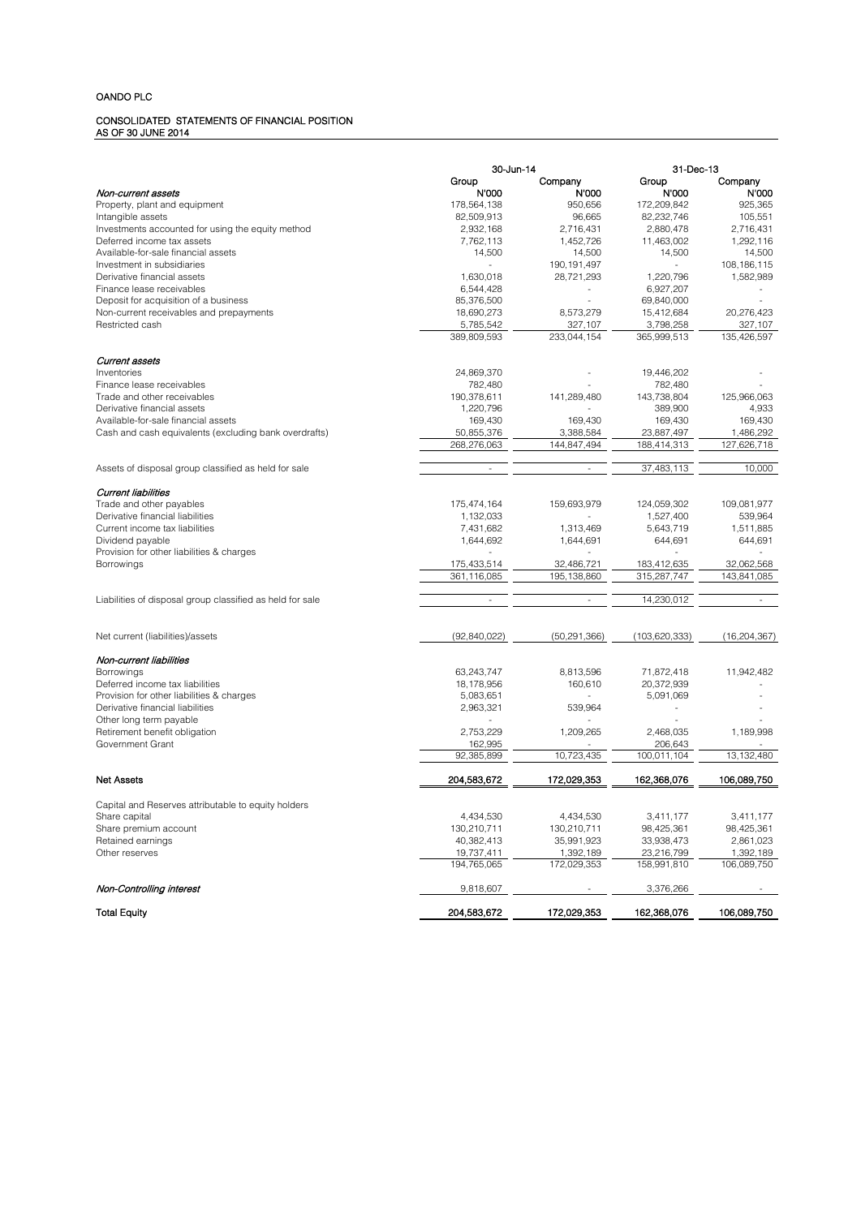OANDO PLC

CONSOLIDATED STATEMENTS OF FINANCIAL POSITION
AS OF 30 JUNE 2014

| | 30-Jun-14 | | 31-Dec-13 | |
|---|---|---|---|---|
| | Group | Company | Group | Company |
| *Non-current assets* | N'000 | N'000 | N'000 | N'000 |
| Property, plant and equipment | 178,564,138 | 950,656 | 172,209,842 | 925,365 |
| Intangible assets | 82,509,913 | 96,665 | 82,232,746 | 105,551 |
| Investments accounted for using the equity method | 2,932,168 | 2,716,431 | 2,880,478 | 2,716,431 |
| Deferred income tax assets | 7,762,113 | 1,452,726 | 11,463,002 | 1,292,116 |
| Available-for-sale financial assets | 14,500 | 14,500 | 14,500 | 14,500 |
| Investment in subsidiaries | - | 190,191,497 | - | 108,186,115 |
| Derivative financial assets | 1,630,018 | 28,721,293 | 1,220,796 | 1,582,989 |
| Finance lease receivables | 6,544,428 | - | 6,927,207 | - |
| Deposit for acquisition of a business | 85,376,500 | - | 69,840,000 | - |
| Non-current receivables and prepayments | 18,690,273 | 8,573,279 | 15,412,684 | 20,276,423 |
| Restricted cash | 5,785,542 | 327,107 | 3,798,258 | 327,107 |
| | 389,809,593 | 233,044,154 | 365,999,513 | 135,426,597 |
| *Current assets* | | | | |
| Inventories | 24,869,370 | - | 19,446,202 | - |
| Finance lease receivables | 782,480 | - | 782,480 | - |
| Trade and other receivables | 190,378,611 | 141,289,480 | 143,738,804 | 125,966,063 |
| Derivative financial assets | 1,220,796 | - | 389,900 | 4,933 |
| Available-for-sale financial assets | 169,430 | 169,430 | 169,430 | 169,430 |
| Cash and cash equivalents (excluding bank overdrafts) | 50,855,376 | 3,388,584 | 23,887,497 | 1,486,292 |
| | 268,276,063 | 144,847,494 | 188,414,313 | 127,626,718 |
| Assets of disposal group classified as held for sale | - | - | 37,483,113 | 10,000 |
| *Current liabilities* | | | | |
| Trade and other payables | 175,474,164 | 159,693,979 | 124,059,302 | 109,081,977 |
| Derivative financial liabilities | 1,132,033 | - | 1,527,400 | 539,964 |
| Current income tax liabilities | 7,431,682 | 1,313,469 | 5,643,719 | 1,511,885 |
| Dividend payable | 1,644,692 | 1,644,691 | 644,691 | 644,691 |
| Provision for other liabilities & charges | - | - | - | - |
| Borrowings | 175,433,514 | 32,486,721 | 183,412,635 | 32,062,568 |
| | 361,116,085 | 195,138,860 | 315,287,747 | 143,841,085 |
| Liabilities of disposal group classified as held for sale | - | - | 14,230,012 | - |
| Net current (liabilities)/assets | (92,840,022) | (50,291,366) | (103,620,333) | (16,204,367) |
| *Non-current liabilities* | | | | |
| Borrowings | 63,243,747 | 8,813,596 | 71,872,418 | 11,942,482 |
| Deferred income tax liabilities | 18,178,956 | 160,610 | 20,372,939 | - |
| Provision for other liabilities & charges | 5,083,651 | - | 5,091,069 | - |
| Derivative financial liabilities | 2,963,321 | 539,964 | - | - |
| Other long term payable | - | - | - | - |
| Retirement benefit obligation | 2,753,229 | 1,209,265 | 2,468,035 | 1,189,998 |
| Government Grant | 162,995 | - | 206,643 | - |
| | 92,385,899 | 10,723,435 | 100,011,104 | 13,132,480 |
| **Net Assets** | **204,583,672** | **172,029,353** | **162,368,076** | **106,089,750** |
| Capital and Reserves attributable to equity holders | | | | |
| Share capital | 4,434,530 | 4,434,530 | 3,411,177 | 3,411,177 |
| Share premium account | 130,210,711 | 130,210,711 | 98,425,361 | 98,425,361 |
| Retained earnings | 40,382,413 | 35,991,923 | 33,938,473 | 2,861,023 |
| Other reserves | 19,737,411 | 1,392,189 | 23,216,799 | 1,392,189 |
| | 194,765,065 | 172,029,353 | 158,991,810 | 106,089,750 |
| ***Non-Controlling interest*** | 9,818,607 | - | 3,376,266 | - |
| **Total Equity** | **204,583,672** | **172,029,353** | **162,368,076** | **106,089,750** |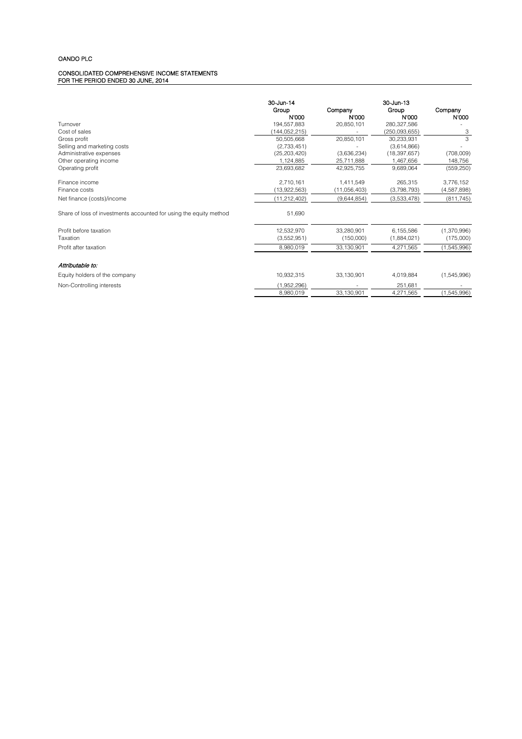OANDO PLC

CONSOLIDATED COMPREHENSIVE INCOME STATEMENTS
FOR THE PERIOD ENDED 30 JUNE, 2014

| | 30-Jun-14 | | 30-Jun-13 | |
|---|---|---|---|---|
| | Group | Company | Group | Company |
| | N'000 | N'000 | N'000 | N'000 |
| Turnover | 194,557,883 | 20,850,101 | 280,327,586 | - |
| Cost of sales | (144,052,215) | - | (250,093,655) | 3 |
| Gross profit | 50,505,668 | 20,850,101 | 30,233,931 | 3 |
| Selling and marketing costs | (2,733,451) | - | (3,614,866) | - |
| Administrative expenses | (25,203,420) | (3,636,234) | (18,397,657) | (708,009) |
| Other operating income | 1,124,885 | 25,711,888 | 1,467,656 | 148,756 |
| Operating profit | 23,693,682 | 42,925,755 | 9,689,064 | (559,250) |
| | | | | |
| Finance income | 2,710,161 | 1,411,549 | 265,315 | 3,776,152 |
| Finance costs | (13,922,563) | (11,056,403) | (3,798,793) | (4,587,898) |
| Net finance (costs)/income | (11,212,402) | (9,644,854) | (3,533,478) | (811,745) |
| | | | | |
| Share of loss of investments accounted for using the equity method | 51,690 | | | |
| | | | | |
| Profit before taxation | 12,532,970 | 33,280,901 | 6,155,586 | (1,370,996) |
| Taxation | (3,552,951) | (150,000) | (1,884,021) | (175,000) |
| Profit after taxation | 8,980,019 | 33,130,901 | 4,271,565 | (1,545,996) |
| | | | | |
| *Attributable to:* | | | | |
| Equity holders of the company | 10,932,315 | 33,130,901 | 4,019,884 | (1,545,996) |
| Non-Controlling interests | (1,952,296) | - | 251,681 | - |
| | 8,980,019 | 33,130,901 | 4,271,565 | (1,545,996) |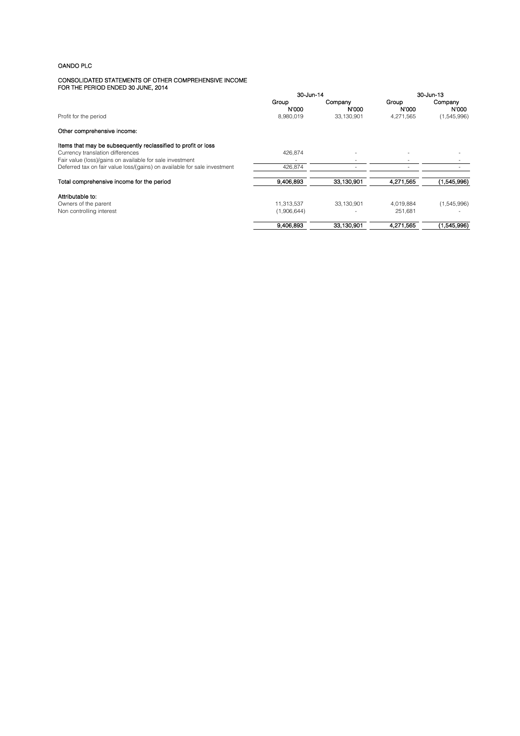OANDO PLC

## CONSOLIDATED STATEMENTS OF OTHER COMPREHENSIVE INCOME
### FOR THE PERIOD ENDED 30 JUNE, 2014

| | 30-Jun-14 | | 30-Jun-13 | |
|---|---|---|---|---|
| | Group | Company | Group | Company |
| | N'000 | N'000 | N'000 | N'000 |
| Profit for the period | 8,980,019 | 33,130,901 | 4,271,565 | (1,545,996) |
| **Other comprehensive income:** | | | | |
| **Items that may be subsequently reclassified to profit or loss** | | | | |
| Currency translation differences | 426,874 | - | - | - |
| Fair value (loss)/gains on available for sale investment | - | - | - | - |
| Deferred tax on fair value loss/(gains) on available for sale investment | 426,874 | - | - | - |
| **Total comprehensive income for the period** | **9,406,893** | **33,130,901** | **4,271,565** | **(1,545,996)** |
| **Attributable to:** | | | | |
| Owners of the parent | 11,313,537 | 33,130,901 | 4,019,884 | (1,545,996) |
| Non controlling interest | (1,906,644) | - | 251,681 | - |
| | **9,406,893** | **33,130,901** | **4,271,565** | **(1,545,996)** |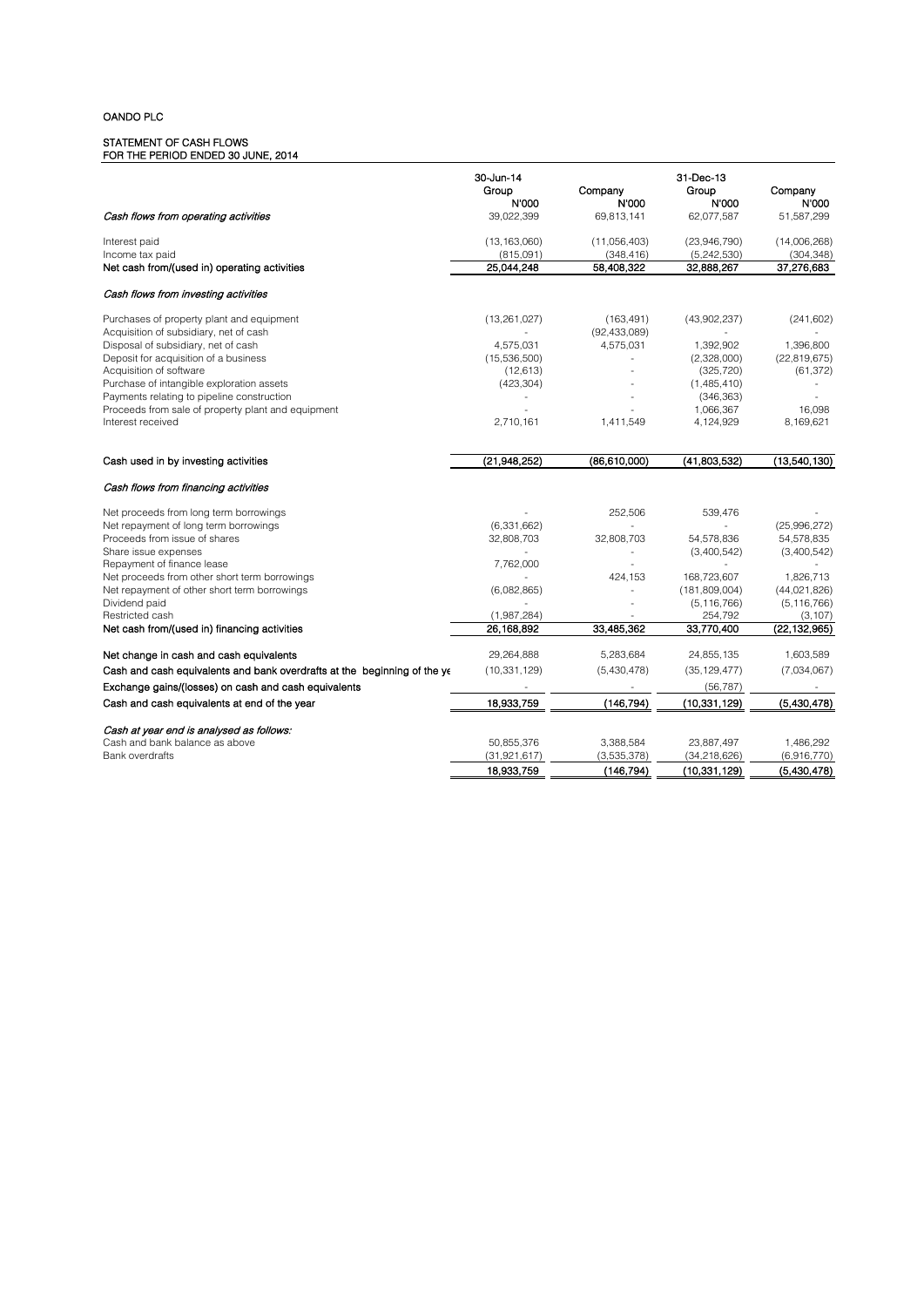OANDO PLC

STATEMENT OF CASH FLOWS
FOR THE PERIOD ENDED 30 JUNE, 2014

| | 30-Jun-14 | | 31-Dec-13 | |
|---|---|---|---|---|
| | Group | Company | Group | Company |
| | N'000 | N'000 | N'000 | N'000 |
| *Cash flows from operating activities* | 39,022,399 | 69,813,141 | 62,077,587 | 51,587,299 |
| | | | | |
| Interest paid | (13,163,060) | (11,056,403) | (23,946,790) | (14,006,268) |
| Income tax paid | (815,091) | (348,416) | (5,242,530) | (304,348) |
| **Net cash from/(used in) operating activities** | **25,044,248** | **58,408,322** | **32,888,267** | **37,276,683** |
| | | | | |
| *Cash flows from investing activities* | | | | |
| | | | | |
| Purchases of property plant and equipment | (13,261,027) | (163,491) | (43,902,237) | (241,602) |
| Acquisition of subsidiary, net of cash | - | (92,433,089) | - | - |
| Disposal of subsidiary, net of cash | 4,575,031 | 4,575,031 | 1,392,902 | 1,396,800 |
| Deposit for acquisition of a business | (15,536,500) | - | (2,328,000) | (22,819,675) |
| Acquisition of software | (12,613) | - | (325,720) | (61,372) |
| Purchase of intangible exploration assets | (423,304) | - | (1,485,410) | - |
| Payments relating to pipeline construction | - | - | (346,363) | - |
| Proceeds from sale of property plant and equipment | - | - | 1,066,367 | 16,098 |
| Interest received | 2,710,161 | 1,411,549 | 4,124,929 | 8,169,621 |
| | | | | |
| **Cash used in by investing activities** | **(21,948,252)** | **(86,610,000)** | **(41,803,532)** | **(13,540,130)** |
| | | | | |
| *Cash flows from financing activities* | | | | |
| | | | | |
| Net proceeds from long term borrowings | - | 252,506 | 539,476 | - |
| Net repayment of long term borrowings | (6,331,662) | - | - | (25,996,272) |
| Proceeds from issue of shares | 32,808,703 | 32,808,703 | 54,578,836 | 54,578,835 |
| Share issue expenses | - | - | (3,400,542) | (3,400,542) |
| Repayment of finance lease | 7,762,000 | - | - | - |
| Net proceeds from other short term borrowings | - | 424,153 | 168,723,607 | 1,826,713 |
| Net repayment of other short term borrowings | (6,082,865) | - | (181,809,004) | (44,021,826) |
| Dividend paid | - | - | (5,116,766) | (5,116,766) |
| Restricted cash | (1,987,284) | - | 254,792 | (3,107) |
| **Net cash from/(used in) financing activities** | **26,168,892** | **33,485,362** | **33,770,400** | **(22,132,965)** |
| | | | | |
| **Net change in cash and cash equivalents** | 29,264,888 | 5,283,684 | 24,855,135 | 1,603,589 |
| **Cash and cash equivalents and bank overdrafts at the beginning of the ye** | (10,331,129) | (5,430,478) | (35,129,477) | (7,034,067) |
| **Exchange gains/(losses) on cash and cash equivalents** | - | - | (56,787) | - |
| **Cash and cash equivalents at end of the year** | **18,933,759** | **(146,794)** | **(10,331,129)** | **(5,430,478)** |
| | | | | |
| *Cash at year end is analysed as follows:* | | | | |
| Cash and bank balance as above | 50,855,376 | 3,388,584 | 23,887,497 | 1,486,292 |
| Bank overdrafts | (31,921,617) | (3,535,378) | (34,218,626) | (6,916,770) |
| | **18,933,759** | **(146,794)** | **(10,331,129)** | **(5,430,478)** |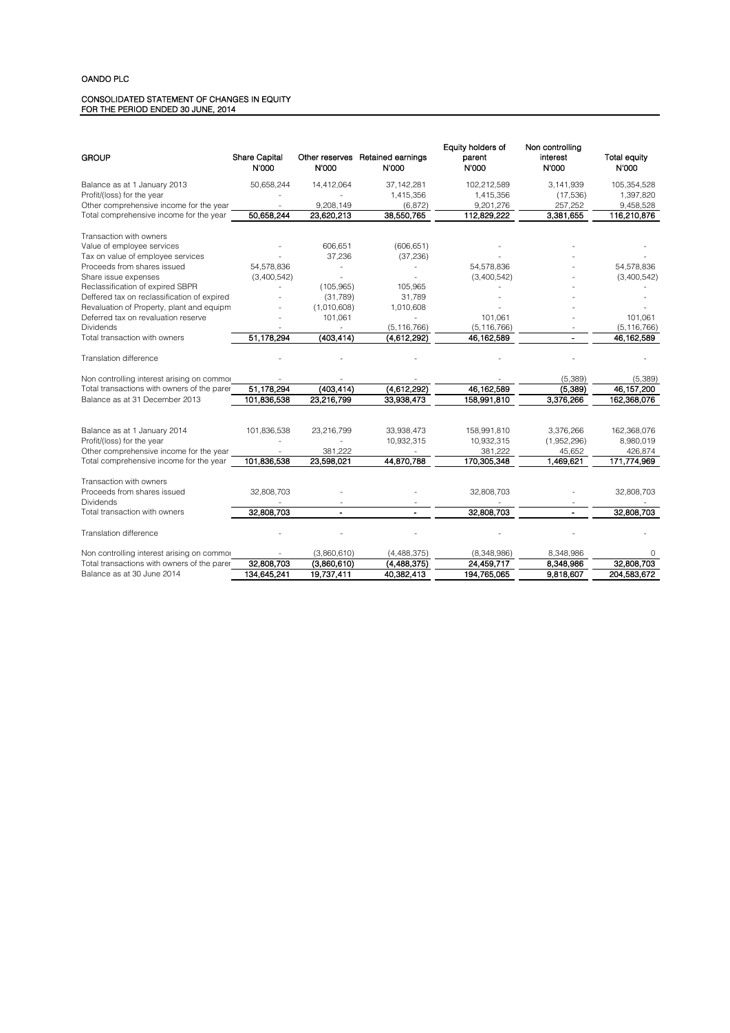OANDO PLC

CONSOLIDATED STATEMENT OF CHANGES IN EQUITY
FOR THE PERIOD ENDED 30 JUNE, 2014

| GROUP | Share Capital N'000 | Other reserves N'000 | Retained earnings N'000 | Equity holders of parent N'000 | Non controlling interest N'000 | Total equity N'000 |
|---|---|---|---|---|---|---|
| Balance as at 1 January 2013 | 50,658,244 | 14,412,064 | 37,142,281 | 102,212,589 | 3,141,939 | 105,354,528 |
| Profit/(loss) for the year | - | - | 1,415,356 | 1,415,356 | (17,536) | 1,397,820 |
| Other comprehensive income for the year | - | 9,208,149 | (6,872) | 9,201,276 | 257,252 | 9,458,528 |
| Total comprehensive income for the year | 50,658,244 | 23,620,213 | 38,550,765 | 112,829,222 | 3,381,655 | 116,210,876 |
| Transaction with owners | | | | | | |
| Value of employee services | - | 606,651 | (606,651) | - | - | - |
| Tax on value of employee services | - | 37,236 | (37,236) | - | - | - |
| Proceeds from shares issued | 54,578,836 | - | - | 54,578,836 | - | 54,578,836 |
| Share issue expenses | (3,400,542) | - | - | (3,400,542) | - | (3,400,542) |
| Reclassification of expired SBPR | - | (105,965) | 105,965 | - | - | - |
| Deffered tax on reclassification of expired | - | (31,789) | 31,789 | - | - | - |
| Revaluation of Property, plant and equipm | - | (1,010,608) | 1,010,608 | - | - | - |
| Deferred tax on revaluation reserve | - | 101,061 | - | 101,061 | - | 101,061 |
| Dividends | - | - | (5,116,766) | (5,116,766) | - | (5,116,766) |
| Total transaction with owners | 51,178,294 | (403,414) | (4,612,292) | 46,162,589 | - | 46,162,589 |
| Translation difference | - | - | - | - | - | - |
| Non controlling interest arising on commo | - | - | - | - | (5,389) | (5,389) |
| Total transactions with owners of the parer | 51,178,294 | (403,414) | (4,612,292) | 46,162,589 | (5,389) | 46,157,200 |
| Balance as at 31 December 2013 | 101,836,538 | 23,216,799 | 33,938,473 | 158,991,810 | 3,376,266 | 162,368,076 |
| Balance as at 1 January 2014 | 101,836,538 | 23,216,799 | 33,938,473 | 158,991,810 | 3,376,266 | 162,368,076 |
| Profit/(loss) for the year | - | - | 10,932,315 | 10,932,315 | (1,952,296) | 8,980,019 |
| Other comprehensive income for the year | - | 381,222 | - | 381,222 | 45,652 | 426,874 |
| Total comprehensive income for the year | 101,836,538 | 23,598,021 | 44,870,788 | 170,305,348 | 1,469,621 | 171,774,969 |
| Transaction with owners | | | | | | |
| Proceeds from shares issued | 32,808,703 | - | - | 32,808,703 | - | 32,808,703 |
| Dividends | - | - | - | - | - | - |
| Total transaction with owners | 32,808,703 | - | - | 32,808,703 | - | 32,808,703 |
| Translation difference | - | - | - | - | - | - |
| Non controlling interest arising on commo | - | (3,860,610) | (4,488,375) | (8,348,986) | 8,348,986 | 0 |
| Total transactions with owners of the parer | 32,808,703 | (3,860,610) | (4,488,375) | 24,459,717 | 8,348,986 | 32,808,703 |
| Balance as at 30 June 2014 | 134,645,241 | 19,737,411 | 40,382,413 | 194,765,065 | 9,818,607 | 204,583,672 |